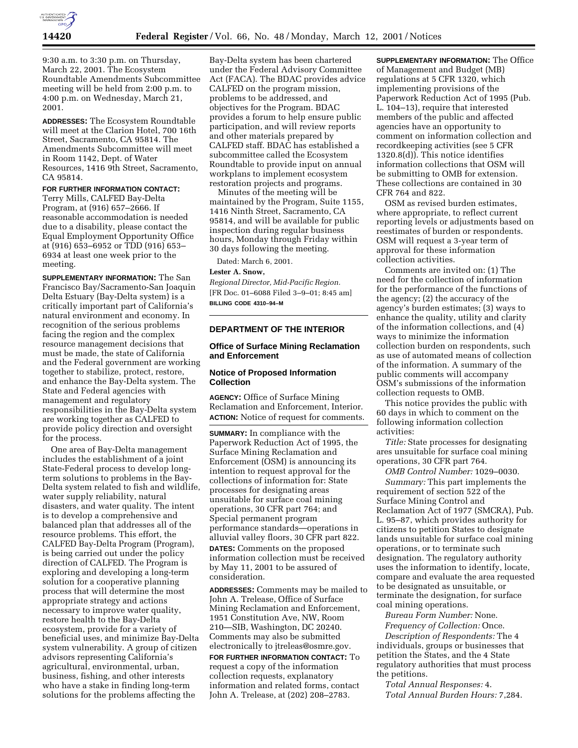9:30 a.m. to 3:30 p.m. on Thursday, March 22, 2001. The Ecosystem Roundtable Amendments Subcommittee meeting will be held from 2:00 p.m. to 4:00 p.m. on Wednesday, March 21, 2001.

**ADDRESSES:** The Ecosystem Roundtable will meet at the Clarion Hotel, 700 16th Street, Sacramento, CA 95814. The Amendments Subcommittee will meet in Room 1142, Dept. of Water Resources, 1416 9th Street, Sacramento, CA 95814.

**FOR FURTHER INFORMATION CONTACT:** Terry Mills, CALFED Bay-Delta Program, at (916) 657–2666. If reasonable accommodation is needed due to a disability, please contact the Equal Employment Opportunity Office at (916) 653–6952 or TDD (916) 653–6934 at least one week prior to the meeting.

**SUPPLEMENTARY INFORMATION:** The San Francisco Bay/Sacramento-San Joaquin Delta Estuary (Bay-Delta system) is a critically important part of California's natural environment and economy. In recognition of the serious problems facing the region and the complex resource management decisions that must be made, the state of California and the Federal government are working together to stabilize, protect, restore, and enhance the Bay-Delta system. The State and Federal agencies with management and regulatory responsibilities in the Bay-Delta system are working together as CALFED to provide policy direction and oversight for the process.

One area of Bay-Delta management includes the establishment of a joint State-Federal process to develop long-term solutions to problems in the Bay-Delta system related to fish and wildlife, water supply reliability, natural disasters, and water quality. The intent is to develop a comprehensive and balanced plan that addresses all of the resource problems. This effort, the CALFED Bay-Delta Program (Program), is being carried out under the policy direction of CALFED. The Program is exploring and developing a long-term solution for a cooperative planning process that will determine the most appropriate strategy and actions necessary to improve water quality, restore health to the Bay-Delta ecosystem, provide for a variety of beneficial uses, and minimize Bay-Delta system vulnerability. A group of citizen advisors representing California's agricultural, environmental, urban, business, fishing, and other interests who have a stake in finding long-term solutions for the problems affecting the Bay-Delta system has been chartered under the Federal Advisory Committee Act (FACA). The BDAC provides advice CALFED on the program mission, problems to be addressed, and objectives for the Program. BDAC provides a forum to help ensure public participation, and will review reports and other materials prepared by CALFED staff. BDAC has established a subcommittee called the Ecosystem Roundtable to provide input on annual workplans to implement ecosystem restoration projects and programs.

Minutes of the meeting will be maintained by the Program, Suite 1155, 1416 Ninth Street, Sacramento, CA 95814, and will be available for public inspection during regular business hours, Monday through Friday within 30 days following the meeting.

Dated: March 6, 2001.

**Lester A. Snow,**

*Regional Director, Mid-Pacific Region.*

[FR Doc. 01–6088 Filed 3–9–01; 8:45 am]

**BILLING CODE 4310–94–M**

## DEPARTMENT OF THE INTERIOR

### Office of Surface Mining Reclamation and Enforcement

### Notice of Proposed Information Collection

**AGENCY:** Office of Surface Mining Reclamation and Enforcement, Interior.

**ACTION:** Notice of request for comments.

**SUMMARY:** In compliance with the Paperwork Reduction Act of 1995, the Surface Mining Reclamation and Enforcement (OSM) is announcing its intention to request approval for the collections of information for: State processes for designating areas unsuitable for surface coal mining operations, 30 CFR part 764; and Special permanent program performance standards—operations in alluvial valley floors, 30 CFR part 822.

**DATES:** Comments on the proposed information collection must be received by May 11, 2001 to be assured of consideration.

**ADDRESSES:** Comments may be mailed to John A. Trelease, Office of Surface Mining Reclamation and Enforcement, 1951 Constitution Ave, NW, Room 210—SIB, Washington, DC 20240. Comments may also be submitted electronically to jtreleas@osmre.gov.

**FOR FURTHER INFORMATION CONTACT:** To request a copy of the information collection requests, explanatory information and related forms, contact John A. Trelease, at (202) 208–2783.

**SUPPLEMENTARY INFORMATION:** The Office of Management and Budget (MB) regulations at 5 CFR 1320, which implementing provisions of the Paperwork Reduction Act of 1995 (Pub. L. 104–13), require that interested members of the public and affected agencies have an opportunity to comment on information collection and recordkeeping activities (see 5 CFR 1320.8(d)). This notice identifies information collections that OSM will be submitting to OMB for extension. These collections are contained in 30 CFR 764 and 822.

OSM as revised burden estimates, where appropriate, to reflect current reporting levels or adjustments based on reestimates of burden or respondents. OSM will request a 3-year term of approval for these information collection activities.

Comments are invited on: (1) The need for the collection of information for the performance of the functions of the agency; (2) the accuracy of the agency's burden estimates; (3) ways to enhance the quality, utility and clarity of the information collections, and (4) ways to minimize the information collection burden on respondents, such as use of automated means of collection of the information. A summary of the public comments will accompany OSM's submissions of the information collection requests to OMB.

This notice provides the public with 60 days in which to comment on the following information collection activities:

*Title:* State processes for designating ares unsuitable for surface coal mining operations, 30 CFR part 764.

*OMB Control Number:* 1029–0030.

*Summary:* This part implements the requirement of section 522 of the Surface Mining Control and Reclamation Act of 1977 (SMCRA), Pub. L. 95–87, which provides authority for citizens to petition States to designate lands unsuitable for surface coal mining operations, or to terminate such designation. The regulatory authority uses the information to identify, locate, compare and evaluate the area requested to be designated as unsuitable, or terminate the designation, for surface coal mining operations.

*Bureau Form Number:* None.

*Frequency of Collection:* Once.

*Description of Respondents:* The 4 individuals, groups or businesses that petition the States, and the 4 State regulatory authorities that must process the petitions.

*Total Annual Responses:* 4.

*Total Annual Burden Hours:* 7,284.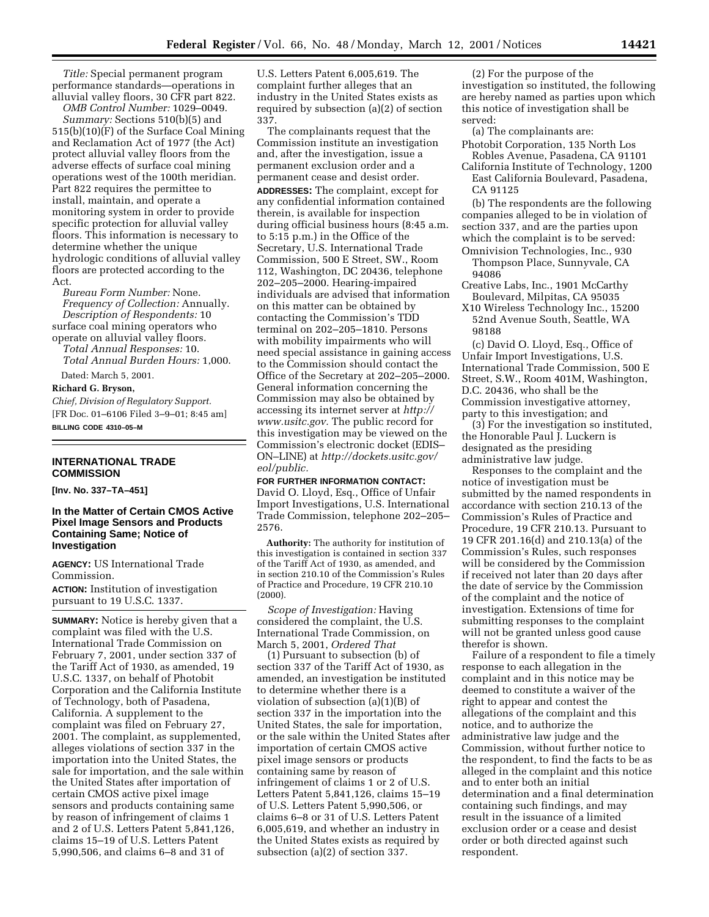*Title:* Special permanent program performance standards—operations in alluvial valley floors, 30 CFR part 822.

*OMB Control Number:* 1029–0049.

*Summary:* Sections 510(b)(5) and 515(b)(10)(F) of the Surface Coal Mining and Reclamation Act of 1977 (the Act) protect alluvial valley floors from the adverse effects of surface coal mining operations west of the 100th meridian. Part 822 requires the permittee to install, maintain, and operate a monitoring system in order to provide specific protection for alluvial valley floors. This information is necessary to determine whether the unique hydrologic conditions of alluvial valley floors are protected according to the Act.

*Bureau Form Number:* None.

*Frequency of Collection:* Annually.

*Description of Respondents:* 10 surface coal mining operators who operate on alluvial valley floors.

*Total Annual Responses:* 10.

*Total Annual Burden Hours:* 1,000.

Dated: March 5, 2001.

**Richard G. Bryson,**

*Chief, Division of Regulatory Support.*

[FR Doc. 01–6106 Filed 3–9–01; 8:45 am]

**BILLING CODE 4310–05–M**

## INTERNATIONAL TRADE COMMISSION

**[Inv. No. 337–TA–451]**

### In the Matter of Certain CMOS Active Pixel Image Sensors and Products Containing Same; Notice of Investigation

**AGENCY:** US International Trade Commission.

**ACTION:** Institution of investigation pursuant to 19 U.S.C. 1337.

**SUMMARY:** Notice is hereby given that a complaint was filed with the U.S. International Trade Commission on February 7, 2001, under section 337 of the Tariff Act of 1930, as amended, 19 U.S.C. 1337, on behalf of Photobit Corporation and the California Institute of Technology, both of Pasadena, California. A supplement to the complaint was filed on February 27, 2001. The complaint, as supplemented, alleges violations of section 337 in the importation into the United States, the sale for importation, and the sale within the United States after importation of certain CMOS active pixel image sensors and products containing same by reason of infringement of claims 1 and 2 of U.S. Letters Patent 5,841,126, claims 15–19 of U.S. Letters Patent 5,990,506, and claims 6–8 and 31 of U.S. Letters Patent 6,005,619. The complaint further alleges that an industry in the United States exists as required by subsection (a)(2) of section 337.

The complainants request that the Commission institute an investigation and, after the investigation, issue a permanent exclusion order and a permanent cease and desist order.

**ADDRESSES:** The complaint, except for any confidential information contained therein, is available for inspection during official business hours (8:45 a.m. to 5:15 p.m.) in the Office of the Secretary, U.S. International Trade Commission, 500 E Street, SW., Room 112, Washington, DC 20436, telephone 202–205–2000. Hearing-impaired individuals are advised that information on this matter can be obtained by contacting the Commission's TDD terminal on 202–205–1810. Persons with mobility impairments who will need special assistance in gaining access to the Commission should contact the Office of the Secretary at 202–205–2000. General information concerning the Commission may also be obtained by accessing its internet server at *http://www.usitc.gov.* The public record for this investigation may be viewed on the Commission's electronic docket (EDIS–ON–LINE) at *http://dockets.usitc.gov/eol/public.*

**FOR FURTHER INFORMATION CONTACT:** David O. Lloyd, Esq., Office of Unfair Import Investigations, U.S. International Trade Commission, telephone 202–205–2576.

**Authority:** The authority for institution of this investigation is contained in section 337 of the Tariff Act of 1930, as amended, and in section 210.10 of the Commission's Rules of Practice and Procedure, 19 CFR 210.10 (2000).

*Scope of Investigation:* Having considered the complaint, the U.S. International Trade Commission, on March 5, 2001, *Ordered That*

(1) Pursuant to subsection (b) of section 337 of the Tariff Act of 1930, as amended, an investigation be instituted to determine whether there is a violation of subsection (a)(1)(B) of section 337 in the importation into the United States, the sale for importation, or the sale within the United States after importation of certain CMOS active pixel image sensors or products containing same by reason of infringement of claims 1 or 2 of U.S. Letters Patent 5,841,126, claims 15–19 of U.S. Letters Patent 5,990,506, or claims 6–8 or 31 of U.S. Letters Patent 6,005,619, and whether an industry in the United States exists as required by subsection (a)(2) of section 337.

(2) For the purpose of the investigation so instituted, the following are hereby named as parties upon which this notice of investigation shall be served:

(a) The complainants are:

Photobit Corporation, 135 North Los Robles Avenue, Pasadena, CA 91101

California Institute of Technology, 1200 East California Boulevard, Pasadena, CA 91125

(b) The respondents are the following companies alleged to be in violation of section 337, and are the parties upon which the complaint is to be served:

Omnivision Technologies, Inc., 930 Thompson Place, Sunnyvale, CA 94086

Creative Labs, Inc., 1901 McCarthy Boulevard, Milpitas, CA 95035

X10 Wireless Technology Inc., 15200 52nd Avenue South, Seattle, WA 98188

(c) David O. Lloyd, Esq., Office of Unfair Import Investigations, U.S. International Trade Commission, 500 E Street, S.W., Room 401M, Washington, D.C. 20436, who shall be the Commission investigative attorney, party to this investigation; and

(3) For the investigation so instituted, the Honorable Paul J. Luckern is designated as the presiding administrative law judge.

Responses to the complaint and the notice of investigation must be submitted by the named respondents in accordance with section 210.13 of the Commission's Rules of Practice and Procedure, 19 CFR 210.13. Pursuant to 19 CFR 201.16(d) and 210.13(a) of the Commission's Rules, such responses will be considered by the Commission if received not later than 20 days after the date of service by the Commission of the complaint and the notice of investigation. Extensions of time for submitting responses to the complaint will not be granted unless good cause therefor is shown.

Failure of a respondent to file a timely response to each allegation in the complaint and in this notice may be deemed to constitute a waiver of the right to appear and contest the allegations of the complaint and this notice, and to authorize the administrative law judge and the Commission, without further notice to the respondent, to find the facts to be as alleged in the complaint and this notice and to enter both an initial determination and a final determination containing such findings, and may result in the issuance of a limited exclusion order or a cease and desist order or both directed against such respondent.